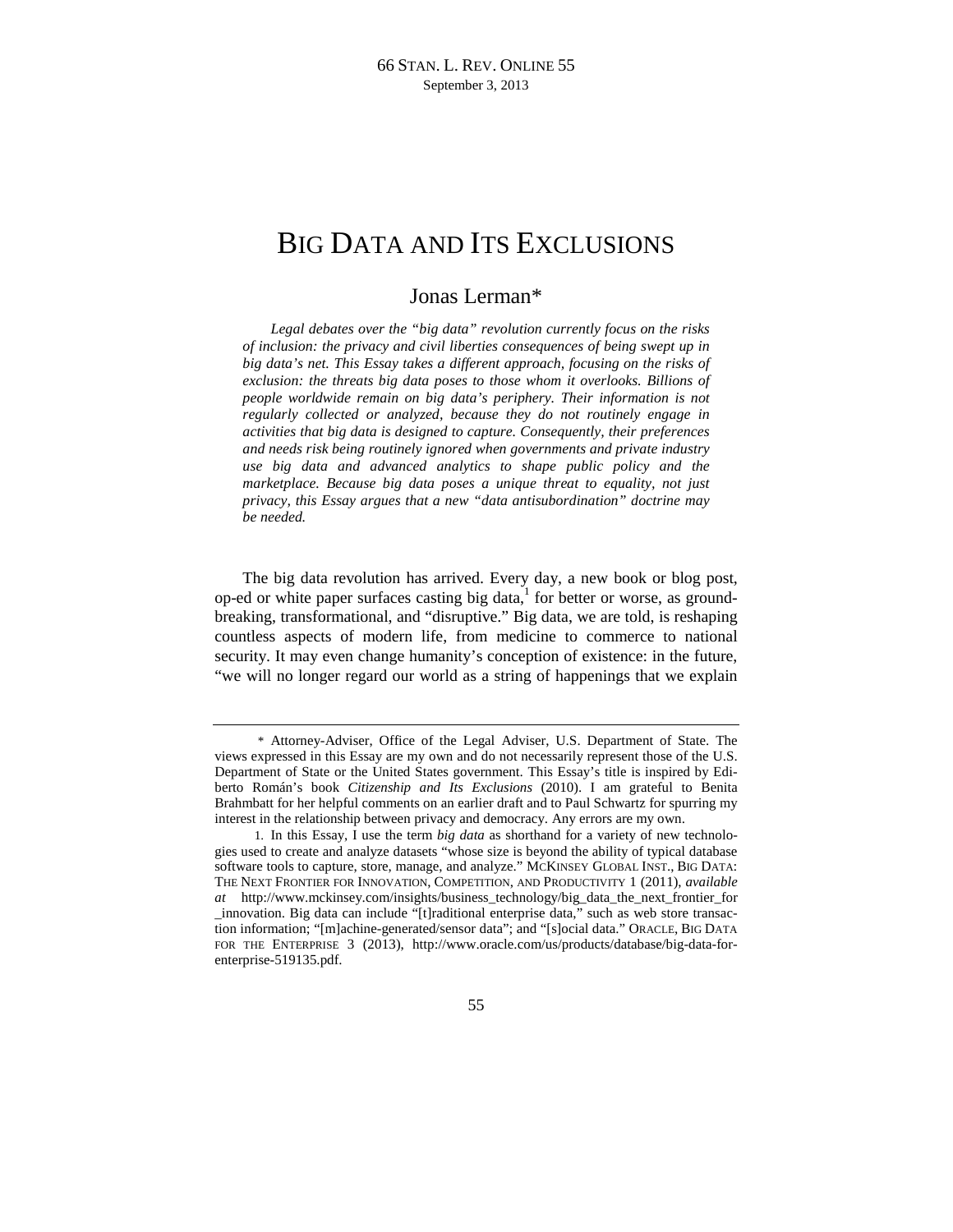# BIG DATA AND ITS EXCLUSIONS

Jonas Lerman*

*Legal debates over the "big data" revolution currently focus on the risks of inclusion: the privacy and civil liberties consequences of being swept up in big data's net. This Essay takes a different approach, focusing on the risks of exclusion: the threats big data poses to those whom it overlooks. Billions of people worldwide remain on big data's periphery. Their information is not regularly collected or analyzed, because they do not routinely engage in activities that big data is designed to capture. Consequently, their preferences and needs risk being routinely ignored when governments and private industry use big data and advanced analytics to shape public policy and the marketplace. Because big data poses a unique threat to equality, not just privacy, this Essay argues that a new "data antisubordination" doctrine may be needed.*

The big data revolution has arrived. Every day, a new book or blog post, op-ed or white paper surfaces casting big data,[1] for better or worse, as groundbreaking, transformational, and "disruptive." Big data, we are told, is reshaping countless aspects of modern life, from medicine to commerce to national security. It may even change humanity's conception of existence: in the future, "we will no longer regard our world as a string of happenings that we explain

---

\* Attorney-Adviser, Office of the Legal Adviser, U.S. Department of State. The views expressed in this Essay are my own and do not necessarily represent those of the U.S. Department of State or the United States government. This Essay's title is inspired by Ediberto Román's book *Citizenship and Its Exclusions* (2010). I am grateful to Benita Brahmbatt for her helpful comments on an earlier draft and to Paul Schwartz for spurring my interest in the relationship between privacy and democracy. Any errors are my own.

1. In this Essay, I use the term *big data* as shorthand for a variety of new technologies used to create and analyze datasets "whose size is beyond the ability of typical database software tools to capture, store, manage, and analyze." MCKINSEY GLOBAL INST., BIG DATA: THE NEXT FRONTIER FOR INNOVATION, COMPETITION, AND PRODUCTIVITY 1 (2011), *available at* http://www.mckinsey.com/insights/business_technology/big_data_the_next_frontier_for_innovation. Big data can include "[t]raditional enterprise data," such as web store transaction information; "[m]achine-generated/sensor data"; and "[s]ocial data." ORACLE, BIG DATA FOR THE ENTERPRISE 3 (2013), http://www.oracle.com/us/products/database/big-data-for-enterprise-519135.pdf.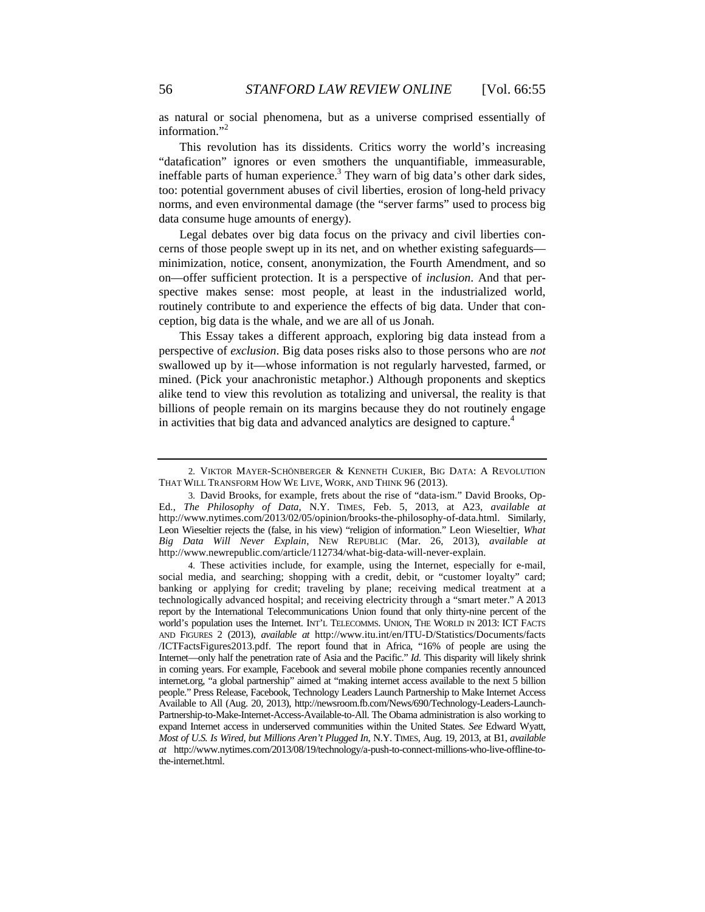as natural or social phenomena, but as a universe comprised essentially of information."[2]

This revolution has its dissidents. Critics worry the world's increasing "datafication" ignores or even smothers the unquantifiable, immeasurable, ineffable parts of human experience.[3] They warn of big data's other dark sides, too: potential government abuses of civil liberties, erosion of long-held privacy norms, and even environmental damage (the "server farms" used to process big data consume huge amounts of energy).

Legal debates over big data focus on the privacy and civil liberties concerns of those people swept up in its net, and on whether existing safeguards—minimization, notice, consent, anonymization, the Fourth Amendment, and so on—offer sufficient protection. It is a perspective of *inclusion*. And that perspective makes sense: most people, at least in the industrialized world, routinely contribute to and experience the effects of big data. Under that conception, big data is the whale, and we are all of us Jonah.

This Essay takes a different approach, exploring big data instead from a perspective of *exclusion*. Big data poses risks also to those persons who are *not* swallowed up by it—whose information is not regularly harvested, farmed, or mined. (Pick your anachronistic metaphor.) Although proponents and skeptics alike tend to view this revolution as totalizing and universal, the reality is that billions of people remain on its margins because they do not routinely engage in activities that big data and advanced analytics are designed to capture.[4]

---

2. VIKTOR MAYER-SCHÖNBERGER & KENNETH CUKIER, BIG DATA: A REVOLUTION THAT WILL TRANSFORM HOW WE LIVE, WORK, AND THINK 96 (2013).

3. David Brooks, for example, frets about the rise of "data-ism." David Brooks, Op-Ed., *The Philosophy of Data*, N.Y. TIMES, Feb. 5, 2013, at A23, *available at* http://www.nytimes.com/2013/02/05/opinion/brooks-the-philosophy-of-data.html. Similarly, Leon Wieseltier rejects the (false, in his view) "religion of information." Leon Wieseltier, *What Big Data Will Never Explain*, NEW REPUBLIC (Mar. 26, 2013), *available at* http://www.newrepublic.com/article/112734/what-big-data-will-never-explain.

4. These activities include, for example, using the Internet, especially for e-mail, social media, and searching; shopping with a credit, debit, or "customer loyalty" card; banking or applying for credit; traveling by plane; receiving medical treatment at a technologically advanced hospital; and receiving electricity through a "smart meter." A 2013 report by the International Telecommunications Union found that only thirty-nine percent of the world's population uses the Internet. INT'L TELECOMMS. UNION, THE WORLD IN 2013: ICT FACTS AND FIGURES 2 (2013), *available at* http://www.itu.int/en/ITU-D/Statistics/Documents/facts/ICTFactsFigures2013.pdf. The report found that in Africa, "16% of people are using the Internet—only half the penetration rate of Asia and the Pacific." *Id.* This disparity will likely shrink in coming years. For example, Facebook and several mobile phone companies recently announced internet.org, "a global partnership" aimed at "making internet access available to the next 5 billion people." Press Release, Facebook, Technology Leaders Launch Partnership to Make Internet Access Available to All (Aug. 20, 2013), http://newsroom.fb.com/News/690/Technology-Leaders-Launch-Partnership-to-Make-Internet-Access-Available-to-All. The Obama administration is also working to expand Internet access in underserved communities within the United States. *See* Edward Wyatt, *Most of U.S. Is Wired, but Millions Aren't Plugged In*, N.Y. TIMES, Aug. 19, 2013, at B1, *available at* http://www.nytimes.com/2013/08/19/technology/a-push-to-connect-millions-who-live-offline-to-the-internet.html.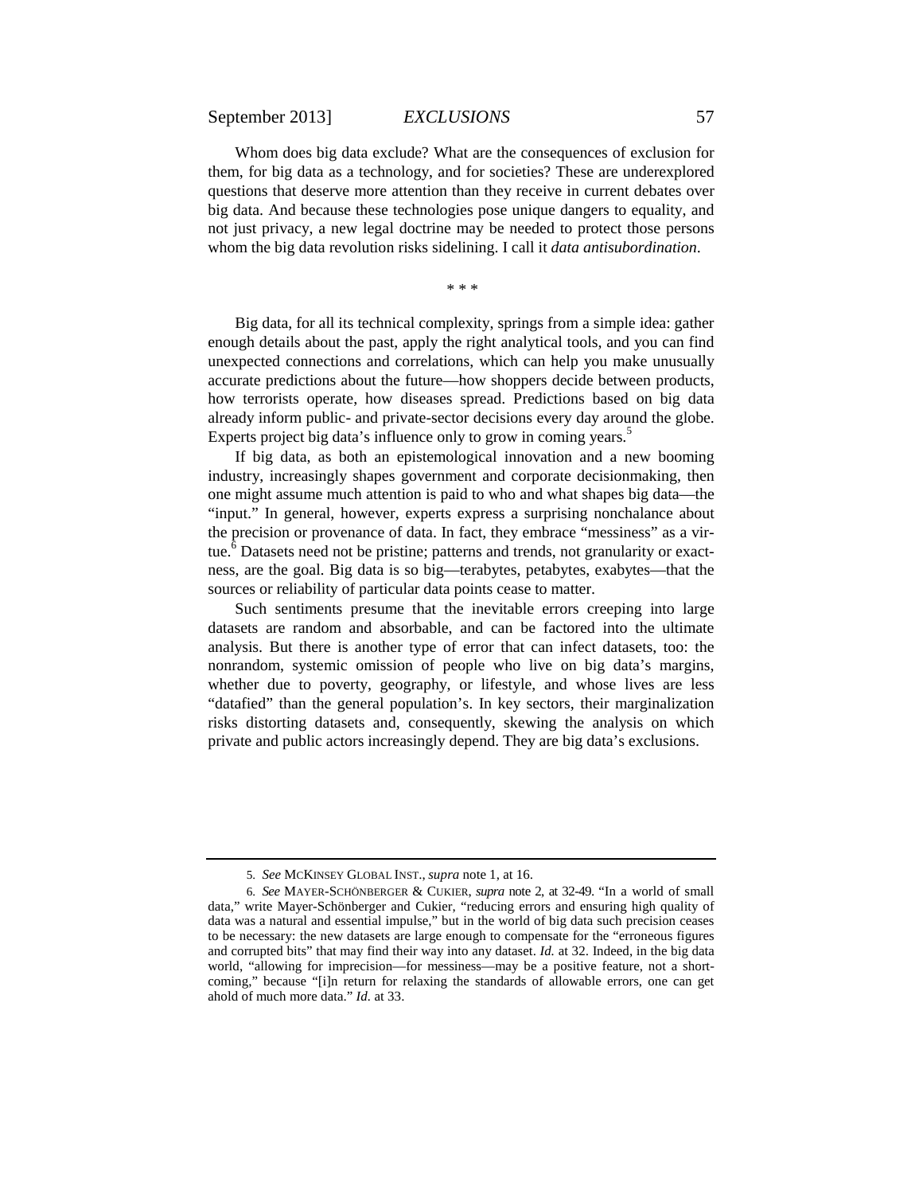Whom does big data exclude? What are the consequences of exclusion for them, for big data as a technology, and for societies? These are underexplored questions that deserve more attention than they receive in current debates over big data. And because these technologies pose unique dangers to equality, and not just privacy, a new legal doctrine may be needed to protect those persons whom the big data revolution risks sidelining. I call it *data antisubordination*.

\* \* \*

Big data, for all its technical complexity, springs from a simple idea: gather enough details about the past, apply the right analytical tools, and you can find unexpected connections and correlations, which can help you make unusually accurate predictions about the future—how shoppers decide between products, how terrorists operate, how diseases spread. Predictions based on big data already inform public- and private-sector decisions every day around the globe. Experts project big data's influence only to grow in coming years.[5]

If big data, as both an epistemological innovation and a new booming industry, increasingly shapes government and corporate decisionmaking, then one might assume much attention is paid to who and what shapes big data—the "input." In general, however, experts express a surprising nonchalance about the precision or provenance of data. In fact, they embrace "messiness" as a virtue.[6] Datasets need not be pristine; patterns and trends, not granularity or exactness, are the goal. Big data is so big—terabytes, petabytes, exabytes—that the sources or reliability of particular data points cease to matter.

Such sentiments presume that the inevitable errors creeping into large datasets are random and absorbable, and can be factored into the ultimate analysis. But there is another type of error that can infect datasets, too: the nonrandom, systemic omission of people who live on big data's margins, whether due to poverty, geography, or lifestyle, and whose lives are less "datafied" than the general population's. In key sectors, their marginalization risks distorting datasets and, consequently, skewing the analysis on which private and public actors increasingly depend. They are big data's exclusions.

---

5. *See* MCKINSEY GLOBAL INST., *supra* note 1, at 16.

6. *See* MAYER-SCHÖNBERGER & CUKIER, *supra* note 2, at 32-49. "In a world of small data," write Mayer-Schönberger and Cukier, "reducing errors and ensuring high quality of data was a natural and essential impulse," but in the world of big data such precision ceases to be necessary: the new datasets are large enough to compensate for the "erroneous figures and corrupted bits" that may find their way into any dataset. *Id.* at 32. Indeed, in the big data world, "allowing for imprecision—for messiness—may be a positive feature, not a shortcoming," because "[i]n return for relaxing the standards of allowable errors, one can get ahold of much more data." *Id.* at 33.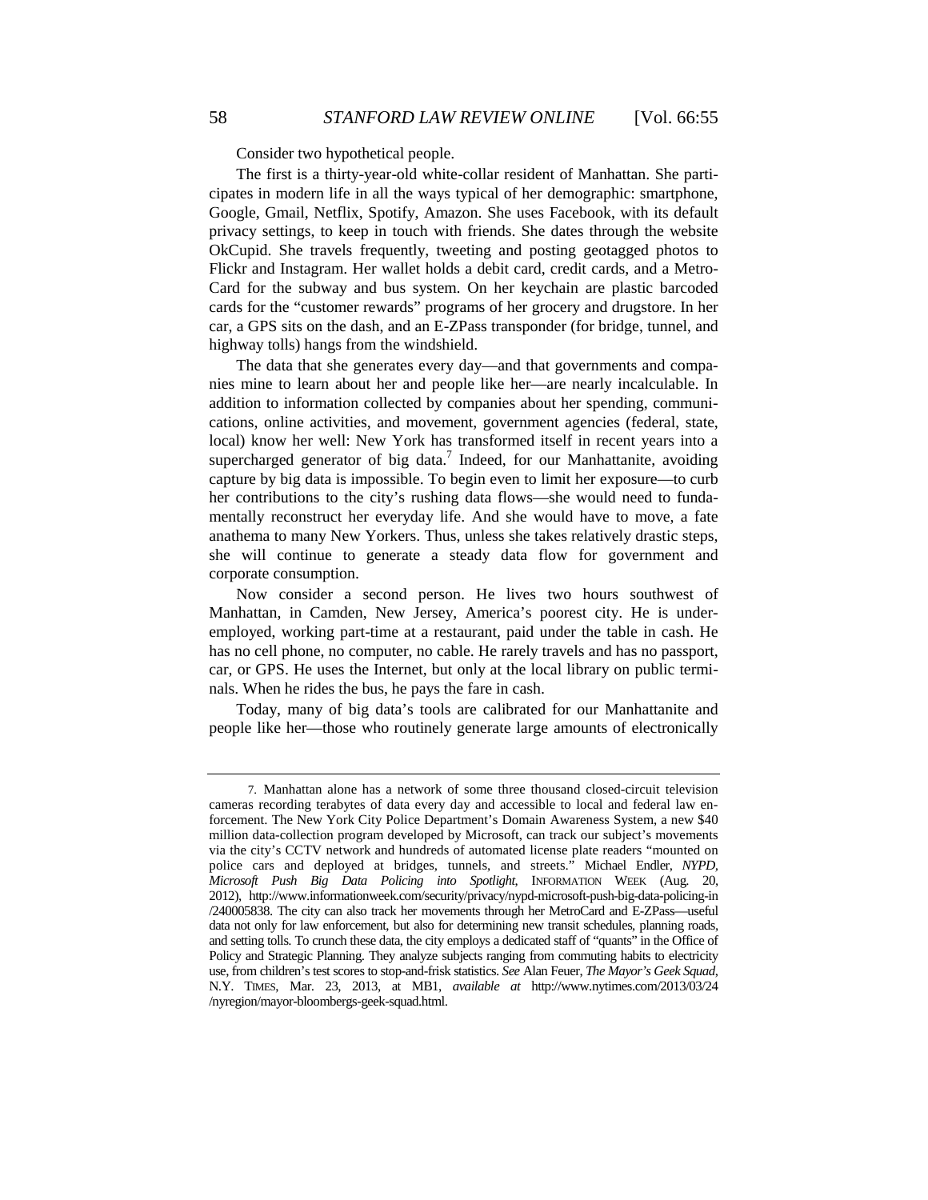Consider two hypothetical people.

The first is a thirty-year-old white-collar resident of Manhattan. She participates in modern life in all the ways typical of her demographic: smartphone, Google, Gmail, Netflix, Spotify, Amazon. She uses Facebook, with its default privacy settings, to keep in touch with friends. She dates through the website OkCupid. She travels frequently, tweeting and posting geotagged photos to Flickr and Instagram. Her wallet holds a debit card, credit cards, and a MetroCard for the subway and bus system. On her keychain are plastic barcoded cards for the "customer rewards" programs of her grocery and drugstore. In her car, a GPS sits on the dash, and an E-ZPass transponder (for bridge, tunnel, and highway tolls) hangs from the windshield.

The data that she generates every day—and that governments and companies mine to learn about her and people like her—are nearly incalculable. In addition to information collected by companies about her spending, communications, online activities, and movement, government agencies (federal, state, local) know her well: New York has transformed itself in recent years into a supercharged generator of big data.[7] Indeed, for our Manhattanite, avoiding capture by big data is impossible. To begin even to limit her exposure—to curb her contributions to the city's rushing data flows—she would need to fundamentally reconstruct her everyday life. And she would have to move, a fate anathema to many New Yorkers. Thus, unless she takes relatively drastic steps, she will continue to generate a steady data flow for government and corporate consumption.

Now consider a second person. He lives two hours southwest of Manhattan, in Camden, New Jersey, America's poorest city. He is underemployed, working part-time at a restaurant, paid under the table in cash. He has no cell phone, no computer, no cable. He rarely travels and has no passport, car, or GPS. He uses the Internet, but only at the local library on public terminals. When he rides the bus, he pays the fare in cash.

Today, many of big data's tools are calibrated for our Manhattanite and people like her—those who routinely generate large amounts of electronically

---

7. Manhattan alone has a network of some three thousand closed-circuit television cameras recording terabytes of data every day and accessible to local and federal law enforcement. The New York City Police Department's Domain Awareness System, a new $40 million data-collection program developed by Microsoft, can track our subject's movements via the city's CCTV network and hundreds of automated license plate readers "mounted on police cars and deployed at bridges, tunnels, and streets." Michael Endler, *NYPD, Microsoft Push Big Data Policing into Spotlight*, INFORMATION WEEK (Aug. 20, 2012), http://www.informationweek.com/security/privacy/nypd-microsoft-push-big-data-policing-in/240005838. The city can also track her movements through her MetroCard and E-ZPass—useful data not only for law enforcement, but also for determining new transit schedules, planning roads, and setting tolls. To crunch these data, the city employs a dedicated staff of "quants" in the Office of Policy and Strategic Planning. They analyze subjects ranging from commuting habits to electricity use, from children's test scores to stop-and-frisk statistics. *See* Alan Feuer, *The Mayor's Geek Squad*, N.Y. TIMES, Mar. 23, 2013, at MB1, *available at* http://www.nytimes.com/2013/03/24/nyregion/mayor-bloombergs-geek-squad.html.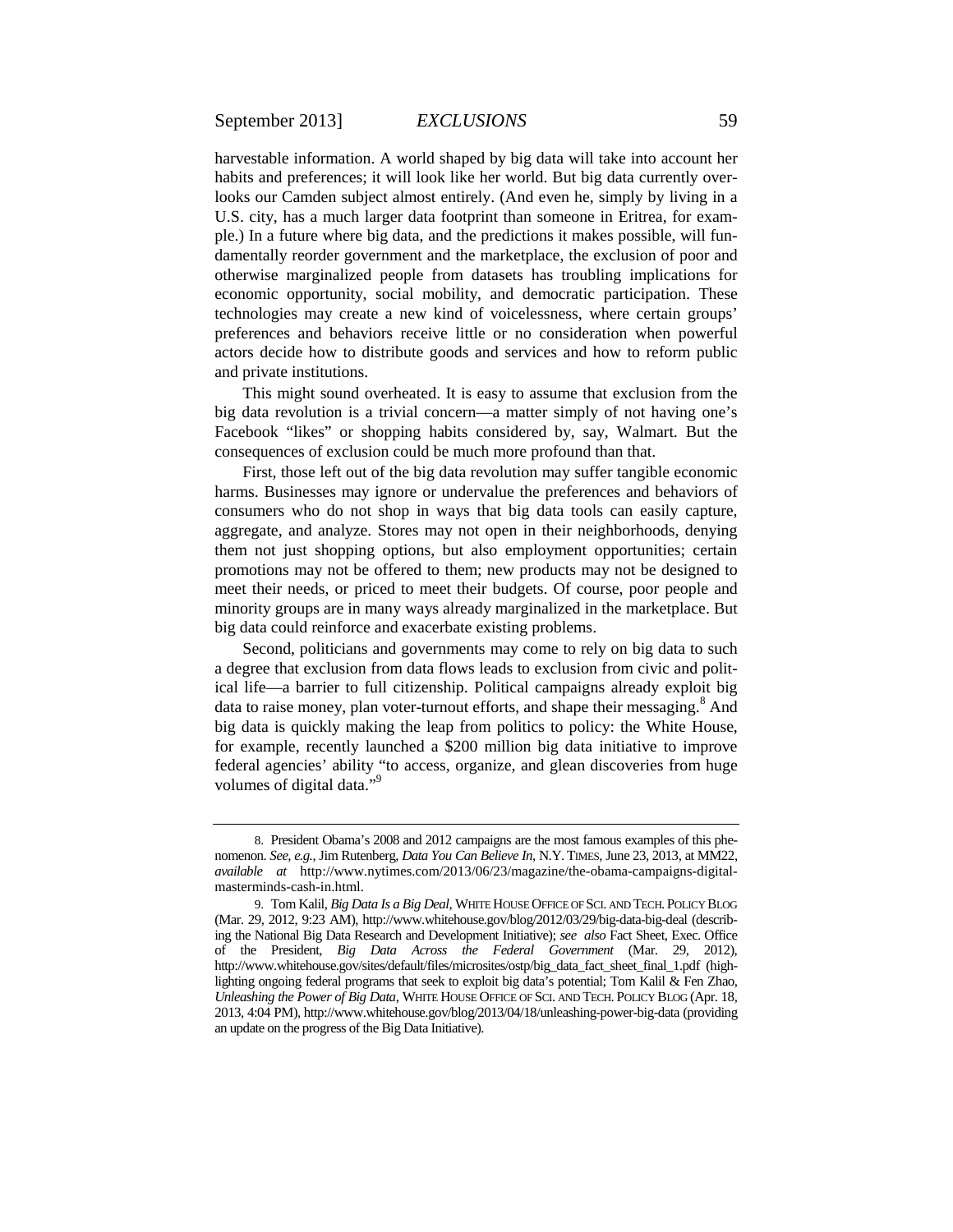harvestable information. A world shaped by big data will take into account her habits and preferences; it will look like her world. But big data currently overlooks our Camden subject almost entirely. (And even he, simply by living in a U.S. city, has a much larger data footprint than someone in Eritrea, for example.) In a future where big data, and the predictions it makes possible, will fundamentally reorder government and the marketplace, the exclusion of poor and otherwise marginalized people from datasets has troubling implications for economic opportunity, social mobility, and democratic participation. These technologies may create a new kind of voicelessness, where certain groups' preferences and behaviors receive little or no consideration when powerful actors decide how to distribute goods and services and how to reform public and private institutions.

This might sound overheated. It is easy to assume that exclusion from the big data revolution is a trivial concern—a matter simply of not having one's Facebook "likes" or shopping habits considered by, say, Walmart. But the consequences of exclusion could be much more profound than that.

First, those left out of the big data revolution may suffer tangible economic harms. Businesses may ignore or undervalue the preferences and behaviors of consumers who do not shop in ways that big data tools can easily capture, aggregate, and analyze. Stores may not open in their neighborhoods, denying them not just shopping options, but also employment opportunities; certain promotions may not be offered to them; new products may not be designed to meet their needs, or priced to meet their budgets. Of course, poor people and minority groups are in many ways already marginalized in the marketplace. But big data could reinforce and exacerbate existing problems.

Second, politicians and governments may come to rely on big data to such a degree that exclusion from data flows leads to exclusion from civic and political life—a barrier to full citizenship. Political campaigns already exploit big data to raise money, plan voter-turnout efforts, and shape their messaging.[8] And big data is quickly making the leap from politics to policy: the White House, for example, recently launched a $200 million big data initiative to improve federal agencies' ability "to access, organize, and glean discoveries from huge volumes of digital data."[9]

---

8. President Obama's 2008 and 2012 campaigns are the most famous examples of this phenomenon. *See, e.g.*, Jim Rutenberg, *Data You Can Believe In*, N.Y. TIMES, June 23, 2013, at MM22, *available at* http://www.nytimes.com/2013/06/23/magazine/the-obama-campaigns-digital-masterminds-cash-in.html.

9. Tom Kalil, *Big Data Is a Big Deal*, WHITE HOUSE OFFICE OF SCI. AND TECH. POLICY BLOG (Mar. 29, 2012, 9:23 AM), http://www.whitehouse.gov/blog/2012/03/29/big-data-big-deal (describing the National Big Data Research and Development Initiative); *see also* Fact Sheet, Exec. Office of the President, *Big Data Across the Federal Government* (Mar. 29, 2012), http://www.whitehouse.gov/sites/default/files/microsites/ostp/big_data_fact_sheet_final_1.pdf (highlighting ongoing federal programs that seek to exploit big data's potential; Tom Kalil & Fen Zhao, *Unleashing the Power of Big Data*, WHITE HOUSE OFFICE OF SCI. AND TECH. POLICY BLOG (Apr. 18, 2013, 4:04 PM), http://www.whitehouse.gov/blog/2013/04/18/unleashing-power-big-data (providing an update on the progress of the Big Data Initiative).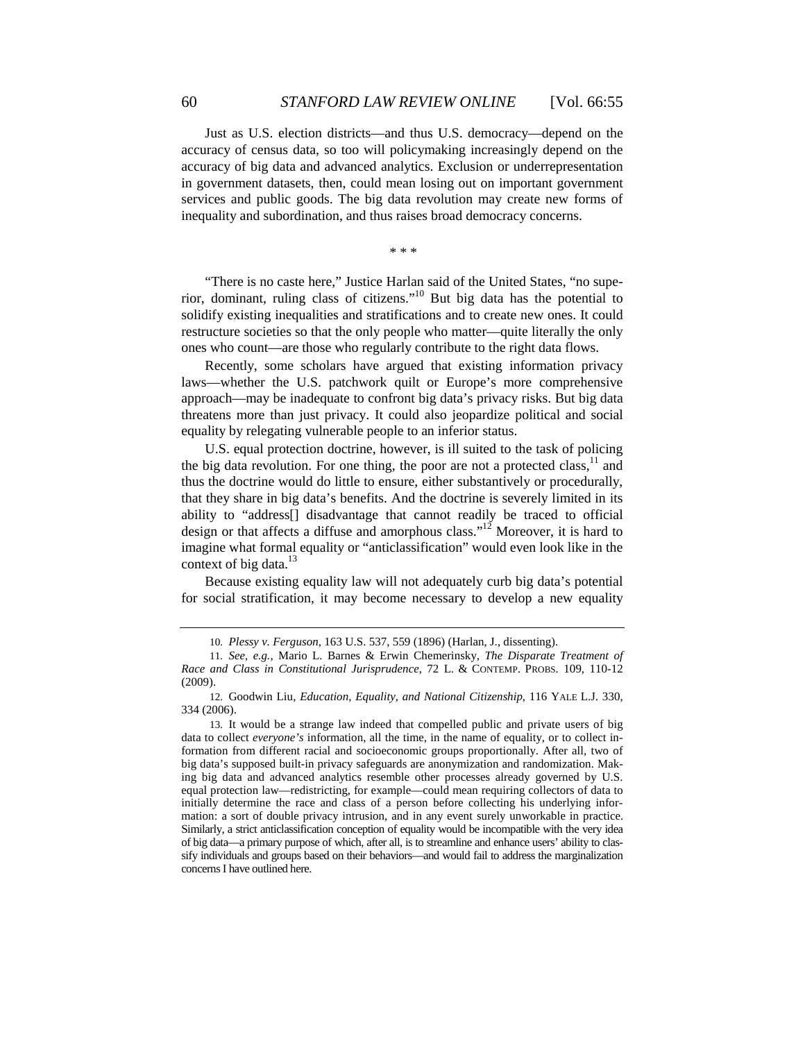Just as U.S. election districts—and thus U.S. democracy—depend on the accuracy of census data, so too will policymaking increasingly depend on the accuracy of big data and advanced analytics. Exclusion or underrepresentation in government datasets, then, could mean losing out on important government services and public goods. The big data revolution may create new forms of inequality and subordination, and thus raises broad democracy concerns.

\* \* \*

"There is no caste here," Justice Harlan said of the United States, "no superior, dominant, ruling class of citizens."[10] But big data has the potential to solidify existing inequalities and stratifications and to create new ones. It could restructure societies so that the only people who matter—quite literally the only ones who count—are those who regularly contribute to the right data flows.

Recently, some scholars have argued that existing information privacy laws—whether the U.S. patchwork quilt or Europe's more comprehensive approach—may be inadequate to confront big data's privacy risks. But big data threatens more than just privacy. It could also jeopardize political and social equality by relegating vulnerable people to an inferior status.

U.S. equal protection doctrine, however, is ill suited to the task of policing the big data revolution. For one thing, the poor are not a protected class,[11] and thus the doctrine would do little to ensure, either substantively or procedurally, that they share in big data's benefits. And the doctrine is severely limited in its ability to "address[] disadvantage that cannot readily be traced to official design or that affects a diffuse and amorphous class."[12] Moreover, it is hard to imagine what formal equality or "anticlassification" would even look like in the context of big data.[13]

Because existing equality law will not adequately curb big data's potential for social stratification, it may become necessary to develop a new equality

---

10. *Plessy v. Ferguson*, 163 U.S. 537, 559 (1896) (Harlan, J., dissenting).

11. *See, e.g.*, Mario L. Barnes & Erwin Chemerinsky, *The Disparate Treatment of Race and Class in Constitutional Jurisprudence*, 72 L. & CONTEMP. PROBS. 109, 110-12 (2009).

12. Goodwin Liu, *Education, Equality, and National Citizenship*, 116 YALE L.J. 330, 334 (2006).

13. It would be a strange law indeed that compelled public and private users of big data to collect *everyone's* information, all the time, in the name of equality, or to collect information from different racial and socioeconomic groups proportionally. After all, two of big data's supposed built-in privacy safeguards are anonymization and randomization. Making big data and advanced analytics resemble other processes already governed by U.S. equal protection law—redistricting, for example—could mean requiring collectors of data to initially determine the race and class of a person before collecting his underlying information: a sort of double privacy intrusion, and in any event surely unworkable in practice. Similarly, a strict anticlassification conception of equality would be incompatible with the very idea of big data—a primary purpose of which, after all, is to streamline and enhance users' ability to classify individuals and groups based on their behaviors—and would fail to address the marginalization concerns I have outlined here.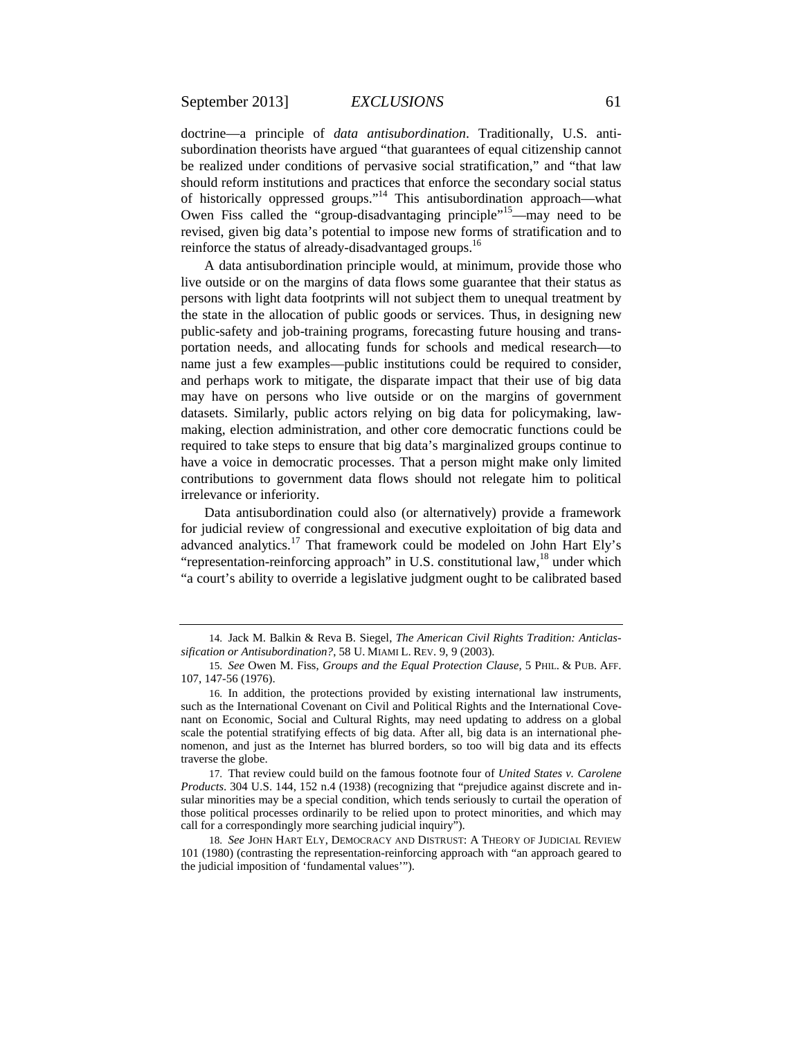doctrine—a principle of *data antisubordination*. Traditionally, U.S. antisubordination theorists have argued "that guarantees of equal citizenship cannot be realized under conditions of pervasive social stratification," and "that law should reform institutions and practices that enforce the secondary social status of historically oppressed groups."[14] This antisubordination approach—what Owen Fiss called the "group-disadvantaging principle"[15]—may need to be revised, given big data's potential to impose new forms of stratification and to reinforce the status of already-disadvantaged groups.[16]

A data antisubordination principle would, at minimum, provide those who live outside or on the margins of data flows some guarantee that their status as persons with light data footprints will not subject them to unequal treatment by the state in the allocation of public goods or services. Thus, in designing new public-safety and job-training programs, forecasting future housing and transportation needs, and allocating funds for schools and medical research—to name just a few examples—public institutions could be required to consider, and perhaps work to mitigate, the disparate impact that their use of big data may have on persons who live outside or on the margins of government datasets. Similarly, public actors relying on big data for policymaking, lawmaking, election administration, and other core democratic functions could be required to take steps to ensure that big data's marginalized groups continue to have a voice in democratic processes. That a person might make only limited contributions to government data flows should not relegate him to political irrelevance or inferiority.

Data antisubordination could also (or alternatively) provide a framework for judicial review of congressional and executive exploitation of big data and advanced analytics.[17] That framework could be modeled on John Hart Ely's "representation-reinforcing approach" in U.S. constitutional law,[18] under which "a court's ability to override a legislative judgment ought to be calibrated based

---

14. Jack M. Balkin & Reva B. Siegel, *The American Civil Rights Tradition: Anticlassification or Antisubordination?*, 58 U. MIAMI L. REV. 9, 9 (2003).

15. *See* Owen M. Fiss, *Groups and the Equal Protection Clause*, 5 PHIL. & PUB. AFF. 107, 147-56 (1976).

16. In addition, the protections provided by existing international law instruments, such as the International Covenant on Civil and Political Rights and the International Covenant on Economic, Social and Cultural Rights, may need updating to address on a global scale the potential stratifying effects of big data. After all, big data is an international phenomenon, and just as the Internet has blurred borders, so too will big data and its effects traverse the globe.

17. That review could build on the famous footnote four of *United States v. Carolene Products*. 304 U.S. 144, 152 n.4 (1938) (recognizing that "prejudice against discrete and insular minorities may be a special condition, which tends seriously to curtail the operation of those political processes ordinarily to be relied upon to protect minorities, and which may call for a correspondingly more searching judicial inquiry").

18. *See* JOHN HART ELY, DEMOCRACY AND DISTRUST: A THEORY OF JUDICIAL REVIEW 101 (1980) (contrasting the representation-reinforcing approach with "an approach geared to the judicial imposition of 'fundamental values'").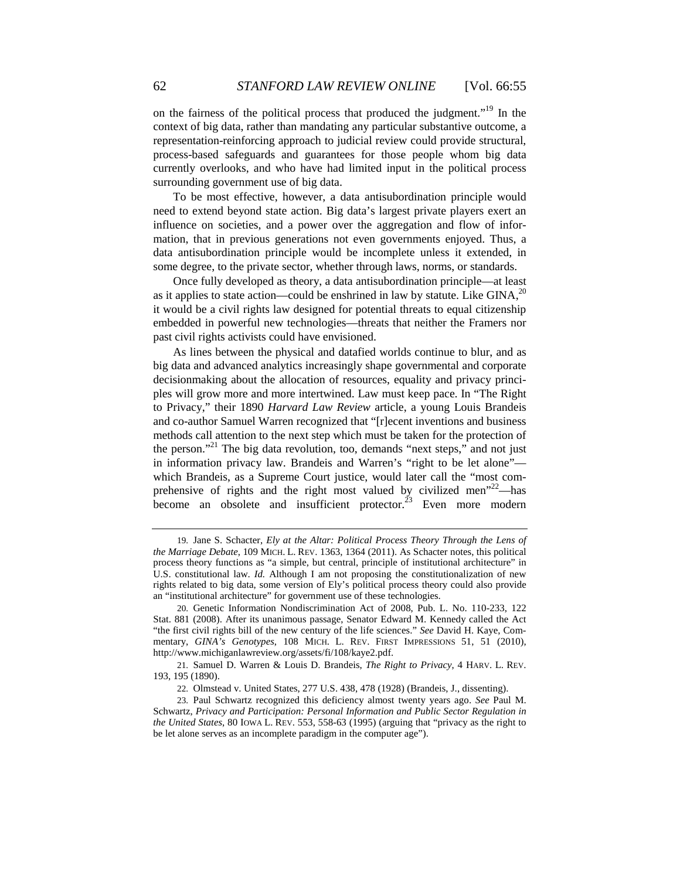on the fairness of the political process that produced the judgment."[19] In the context of big data, rather than mandating any particular substantive outcome, a representation-reinforcing approach to judicial review could provide structural, process-based safeguards and guarantees for those people whom big data currently overlooks, and who have had limited input in the political process surrounding government use of big data.

To be most effective, however, a data antisubordination principle would need to extend beyond state action. Big data's largest private players exert an influence on societies, and a power over the aggregation and flow of information, that in previous generations not even governments enjoyed. Thus, a data antisubordination principle would be incomplete unless it extended, in some degree, to the private sector, whether through laws, norms, or standards.

Once fully developed as theory, a data antisubordination principle—at least as it applies to state action—could be enshrined in law by statute. Like GINA,[20] it would be a civil rights law designed for potential threats to equal citizenship embedded in powerful new technologies—threats that neither the Framers nor past civil rights activists could have envisioned.

As lines between the physical and datafied worlds continue to blur, and as big data and advanced analytics increasingly shape governmental and corporate decisionmaking about the allocation of resources, equality and privacy principles will grow more and more intertwined. Law must keep pace. In "The Right to Privacy," their 1890 *Harvard Law Review* article, a young Louis Brandeis and co-author Samuel Warren recognized that "[r]ecent inventions and business methods call attention to the next step which must be taken for the protection of the person."[21] The big data revolution, too, demands "next steps," and not just in information privacy law. Brandeis and Warren's "right to be let alone"—which Brandeis, as a Supreme Court justice, would later call the "most comprehensive of rights and the right most valued by civilized men"[22]—has become an obsolete and insufficient protector.[23] Even more modern

---

19. Jane S. Schacter, *Ely at the Altar: Political Process Theory Through the Lens of the Marriage Debate*, 109 MICH. L. REV. 1363, 1364 (2011). As Schacter notes, this political process theory functions as "a simple, but central, principle of institutional architecture" in U.S. constitutional law. *Id.* Although I am not proposing the constitutionalization of new rights related to big data, some version of Ely's political process theory could also provide an "institutional architecture" for government use of these technologies.

20. Genetic Information Nondiscrimination Act of 2008, Pub. L. No. 110-233, 122 Stat. 881 (2008). After its unanimous passage, Senator Edward M. Kennedy called the Act "the first civil rights bill of the new century of the life sciences." *See* David H. Kaye, Commentary, *GINA's Genotypes*, 108 MICH. L. REV. FIRST IMPRESSIONS 51, 51 (2010), http://www.michiganlawreview.org/assets/fi/108/kaye2.pdf.

21. Samuel D. Warren & Louis D. Brandeis, *The Right to Privacy*, 4 HARV. L. REV. 193, 195 (1890).

22. Olmstead v. United States, 277 U.S. 438, 478 (1928) (Brandeis, J., dissenting).

23. Paul Schwartz recognized this deficiency almost twenty years ago. *See* Paul M. Schwartz, *Privacy and Participation: Personal Information and Public Sector Regulation in the United States*, 80 IOWA L. REV. 553, 558-63 (1995) (arguing that "privacy as the right to be let alone serves as an incomplete paradigm in the computer age").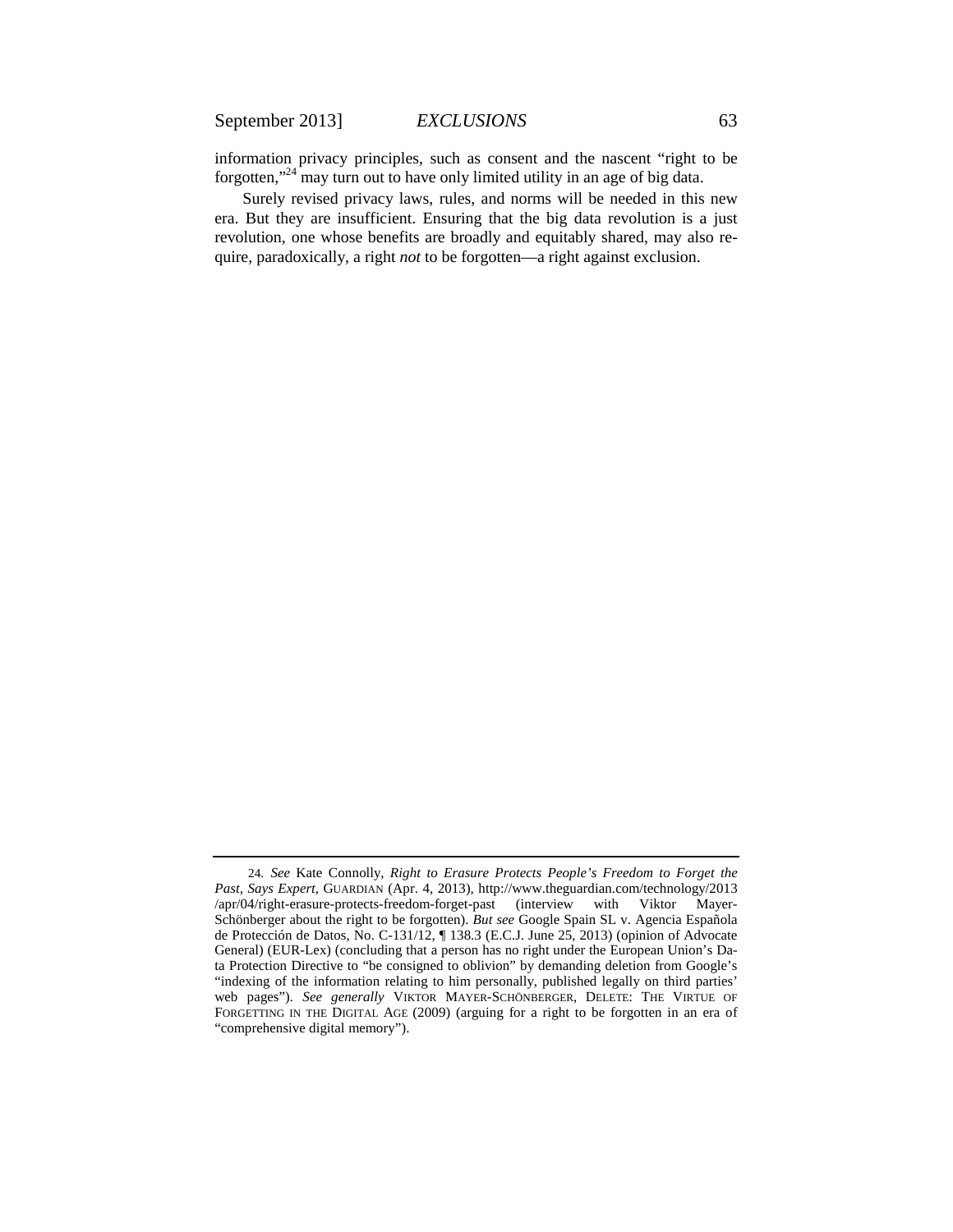information privacy principles, such as consent and the nascent "right to be forgotten,"[24] may turn out to have only limited utility in an age of big data.

Surely revised privacy laws, rules, and norms will be needed in this new era. But they are insufficient. Ensuring that the big data revolution is a just revolution, one whose benefits are broadly and equitably shared, may also require, paradoxically, a right *not* to be forgotten—a right against exclusion.

---

24. *See* Kate Connolly, *Right to Erasure Protects People's Freedom to Forget the Past, Says Expert*, GUARDIAN (Apr. 4, 2013), http://www.theguardian.com/technology/2013/apr/04/right-erasure-protects-freedom-forget-past (interview with Viktor Mayer-Schönberger about the right to be forgotten). *But see* Google Spain SL v. Agencia Española de Protección de Datos, No. C-131/12, ¶ 138.3 (E.C.J. June 25, 2013) (opinion of Advocate General) (EUR-Lex) (concluding that a person has no right under the European Union's Data Protection Directive to "be consigned to oblivion" by demanding deletion from Google's "indexing of the information relating to him personally, published legally on third parties' web pages"). *See generally* VIKTOR MAYER-SCHÖNBERGER, DELETE: THE VIRTUE OF FORGETTING IN THE DIGITAL AGE (2009) (arguing for a right to be forgotten in an era of "comprehensive digital memory").